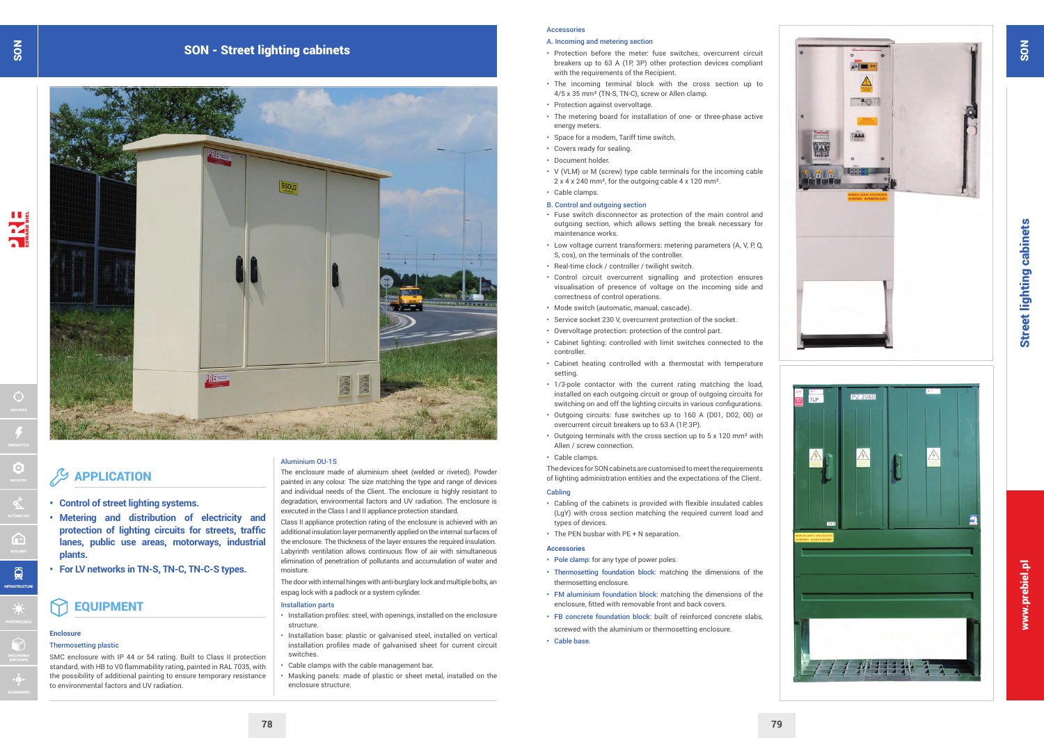# SON - Street lighting cabinets

## APPLICATION

- **Control of street lighting systems.**
- **Metering and distribution of electricity and protection of lighting circuits for streets, traffic lanes, public use areas, motorways, industrial plants.**
- **For LV networks in TN-S, TN-C, TN-C-S types.**

## EQUIPMENT

### Enclosure

#### Thermosetting plastic

SMC enclosure with IP 44 or 54 rating. Built to Class II protection standard, with HB to V0 flammability rating, painted in RAL 7035, with the possibility of additional painting to ensure temporary resistance to environmental factors and UV radiation.

#### Aluminium OU-1S

The enclosure made of aluminium sheet (welded or riveted). Powder painted in any colour. The size matching the type and range of devices and individual needs of the Client. The enclosure is highly resistant to degradation, environmental factors and UV radiation. The enclosure is executed in the Class I and II appliance protection standard.

Class II appliance protection rating of the enclosure is achieved with an additional insulation layer permanently applied on the internal surfaces of the enclosure. The thickness of the layer ensures the required insulation. Labyrinth ventilation allows continuous flow of air with simultaneous elimination of penetration of pollutants and accumulation of water and moisture.

The door with internal hinges with anti-burglary lock and multiple bolts, an espag lock with a padlock or a system cylinder.

#### Installation parts

- Installation profiles: steel, with openings, installed on the enclosure structure.
- Installation base: plastic or galvanised steel, installed on vertical installation profiles made of galvanised sheet for current circuit switches.
- Cable clamps with the cable management bar.
- Masking panels: made of plastic or sheet metal, installed on the enclosure structure.

### Accessories

#### A. Incoming and metering section

- Protection before the meter: fuse switches, overcurrent circuit breakers up to 63 A (1P, 3P) other protection devices compliant with the requirements of the Recipient.
- The incoming terminal block with the cross section up to 4/5 x 35 mm² (TN-S, TN-C), screw or Allen clamp.
- Protection against overvoltage.
- The metering board for installation of one- or three-phase active energy meters.
- Space for a modem, Tariff time switch.
- Covers ready for sealing.
- Document holder.
- V (VLM) or M (screw) type cable terminals for the incoming cable 2 x 4 x 240 mm², for the outgoing cable 4 x 120 mm².
- Cable clamps.

#### B. Control and outgoing section

- Fuse switch disconnector as protection of the main control and outgoing section, which allows setting the break necessary for maintenance works.
- Low voltage current transformers: metering parameters (A, V, P, Q, S, cos), on the terminals of the controller.
- Real-time clock / controller / twilight switch.
- Control circuit overcurrent signalling and protection ensures visualisation of presence of voltage on the incoming side and correctness of control operations.
- Mode switch (automatic, manual, cascade).
- Service socket 230 V, overcurrent protection of the socket.
- Overvoltage protection: protection of the control part.
- Cabinet lighting: controlled with limit switches connected to the controller.
- Cabinet heating controlled with a thermostat with temperature setting.
- 1/3-pole contactor with the current rating matching the load, installed on each outgoing circuit or group of outgoing circuits for switching on and off the lighting circuits in various configurations.
- Outgoing circuits: fuse switches up to 160 A (D01, D02, 00) or overcurrent circuit breakers up to 63 A (1P, 3P).
- Outgoing terminals with the cross section up to 5 x 120 mm² with Allen / screw connection.
- Cable clamps.

The devices for SON cabinets are customised to meet the requirements of lighting administration entities and the expectations of the Client.

### Cabling

- Cabling of the cabinets is provided with flexible insulated cables (LgY) with cross section matching the required current load and types of devices.
- The PEN busbar with PE + N separation.

### Accessories

- Pole clamp: for any type of power poles.
- Thermosetting foundation block: matching the dimensions of the thermosetting enclosure.
- FM aluminium foundation block: matching the dimensions of the enclosure, fitted with removable front and back covers.
- FB concrete foundation block: built of reinforced concrete slabs, screwed with the aluminium or thermosetting enclosure.
- Cable base.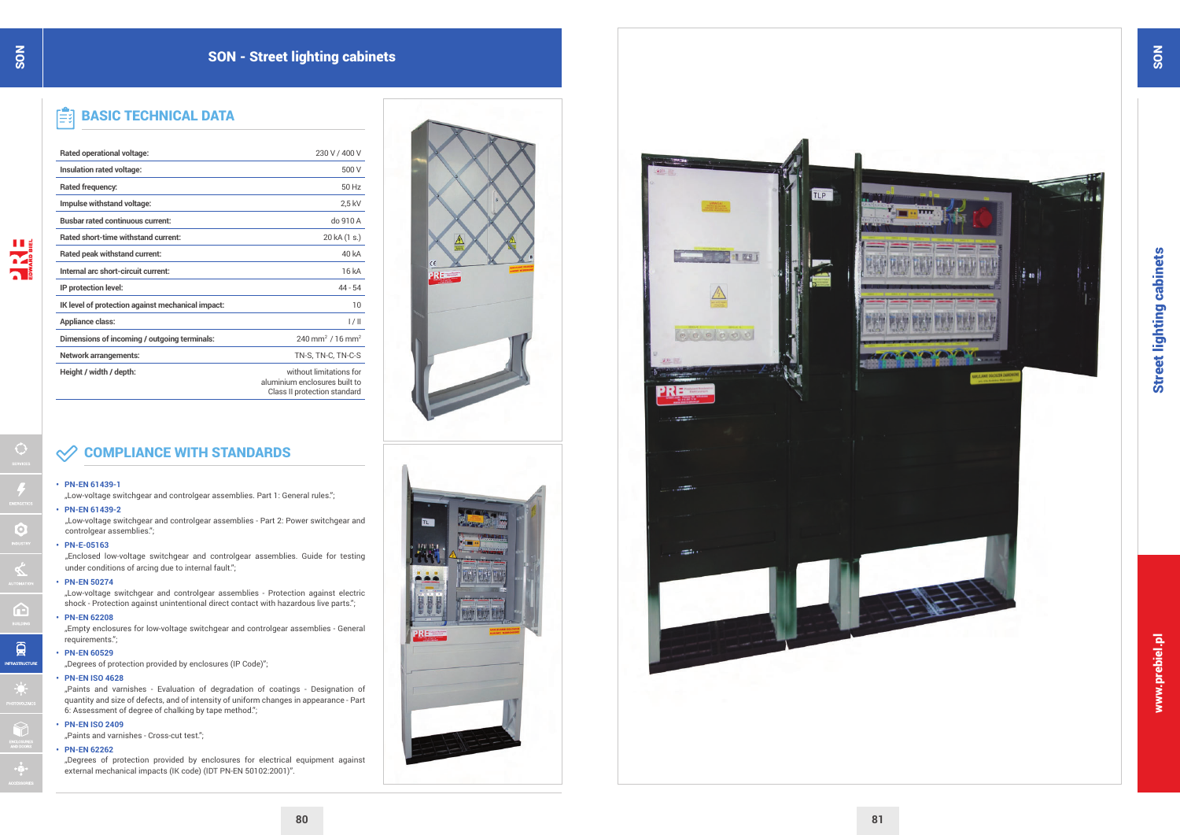## SON - Street lighting cabinets

### BASIC TECHNICAL DATA

| | |
|---|---|
| Rated operational voltage: | 230 V / 400 V |
| Insulation rated voltage: | 500 V |
| Rated frequency: | 50 Hz |
| Impulse withstand voltage: | 2,5 kV |
| Busbar rated continuous current: | do 910 A |
| Rated short-time withstand current: | 20 kA (1 s.) |
| Rated peak withstand current: | 40 kA |
| Internal arc short-circuit current: | 16 kA |
| IP protection level: | 44 - 54 |
| IK level of protection against mechanical impact: | 10 |
| Appliance class: | I / II |
| Dimensions of incoming / outgoing terminals: | 240 mm$^2$ / 16 mm$^2$ |
| Network arrangements: | TN-S, TN-C, TN-C-S |
| Height / width / depth: | without limitations for aluminium enclosures built to Class II protection standard |

### COMPLIANCE WITH STANDARDS

- **PN-EN 61439-1**
  „Low-voltage switchgear and controlgear assemblies. Part 1: General rules.";
- **PN-EN 61439-2**
  „Low-voltage switchgear and controlgear assemblies - Part 2: Power switchgear and controlgear assemblies.";
- **PN-E-05163**
  „Enclosed low-voltage switchgear and controlgear assemblies. Guide for testing under conditions of arcing due to internal fault.";
- **PN-EN 50274**
  „Low-voltage switchgear and controlgear assemblies - Protection against electric shock - Protection against unintentional direct contact with hazardous live parts.";
- **PN-EN 62208**
  „Empty enclosures for low-voltage switchgear and controlgear assemblies - General requirements.";
- **PN-EN 60529**
  „Degrees of protection provided by enclosures (IP Code)";
- **PN-EN ISO 4628**
  „Paints and varnishes - Evaluation of degradation of coatings - Designation of quantity and size of defects, and of intensity of uniform changes in appearance - Part 6: Assessment of degree of chalking by tape method.";
- **PN-EN ISO 2409**
  „Paints and varnishes - Cross-cut test.";
- **PN-EN 62262**
  „Degrees of protection provided by enclosures for electrical equipment against external mechanical impacts (IK code) (IDT PN-EN 50102:2001)".